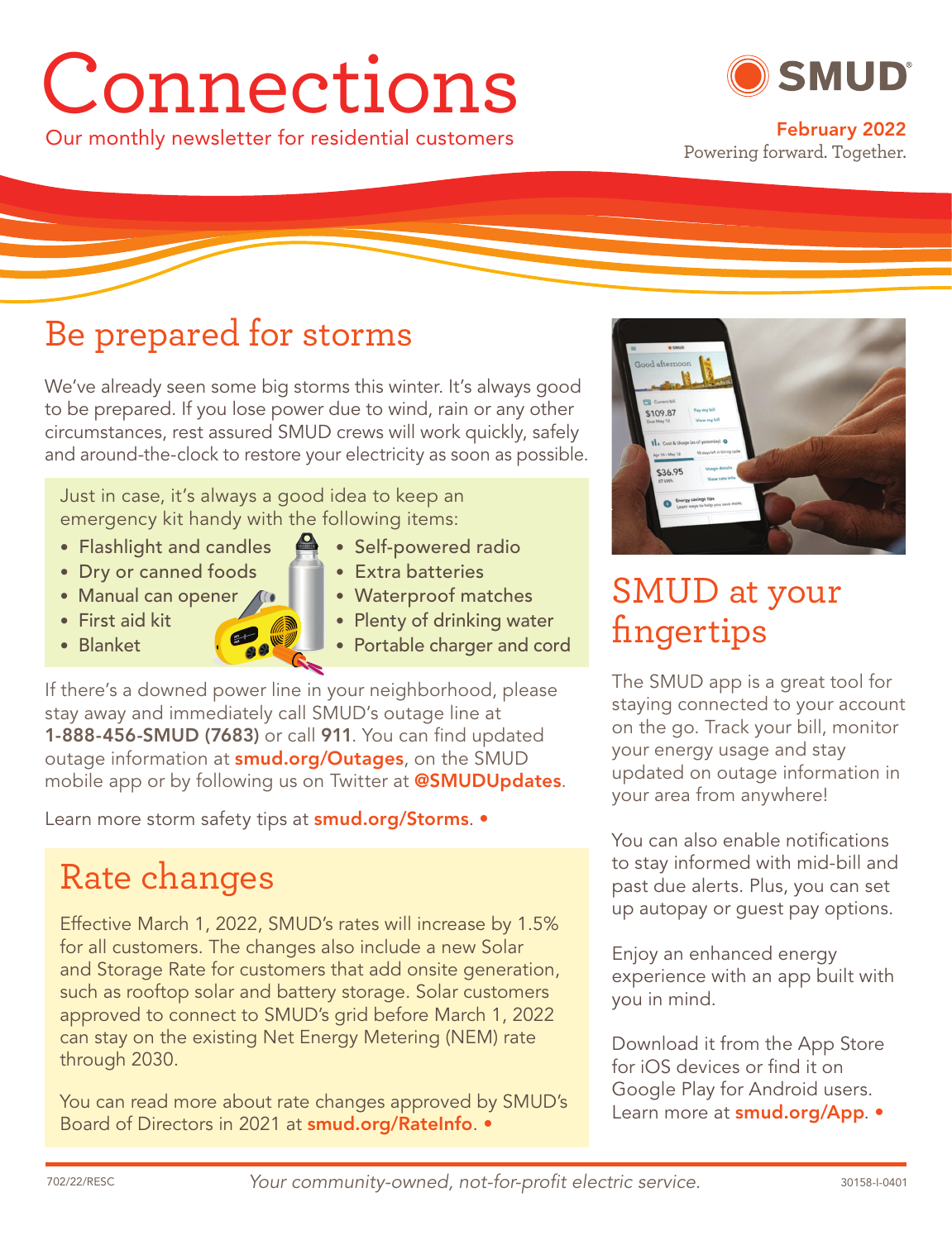# Connections

Our monthly newsletter for residential customers

SMUD®

February 2022

Powering forward. Together.

## Be prepared for storms

We've already seen some big storms this winter. It's always good to be prepared. If you lose power due to wind, rain or any other circumstances, rest assured SMUD crews will work quickly, safely and around-the-clock to restore your electricity as soon as possible.

Just in case, it's always a good idea to keep an emergency kit handy with the following items:

- Flashlight and candles
- Dry or canned foods
- Manual can opener
- First aid kit
- Blanket
- Self-powered radio
- Extra batteries
- Waterproof matches
- Plenty of drinking water
- Portable charger and cord

If there's a downed power line in your neighborhood, please stay away and immediately call SMUD's outage line at **1-888-456-SMUD (7683)** or call **911**. You can find updated outage information at **smud.org/Outages**, on the SMUD mobile app or by following us on Twitter at **@SMUDUpdates**.

Learn more storm safety tips at **smud.org/Storms**. •

## Rate changes

Effective March 1, 2022, SMUD's rates will increase by 1.5% for all customers. The changes also include a new Solar and Storage Rate for customers that add onsite generation, such as rooftop solar and battery storage. Solar customers approved to connect to SMUD's grid before March 1, 2022 can stay on the existing Net Energy Metering (NEM) rate through 2030.

You can read more about rate changes approved by SMUD's Board of Directors in 2021 at **smud.org/RateInfo**. •

## SMUD at your fingertips

The SMUD app is a great tool for staying connected to your account on the go. Track your bill, monitor your energy usage and stay updated on outage information in your area from anywhere!

You can also enable notifications to stay informed with mid-bill and past due alerts. Plus, you can set up autopay or guest pay options.

Enjoy an enhanced energy experience with an app built with you in mind.

Download it from the App Store for iOS devices or find it on Google Play for Android users. Learn more at **smud.org/App**. •

702/22/RESC

*Your community-owned, not-for-profit electric service.*

30158-I-0401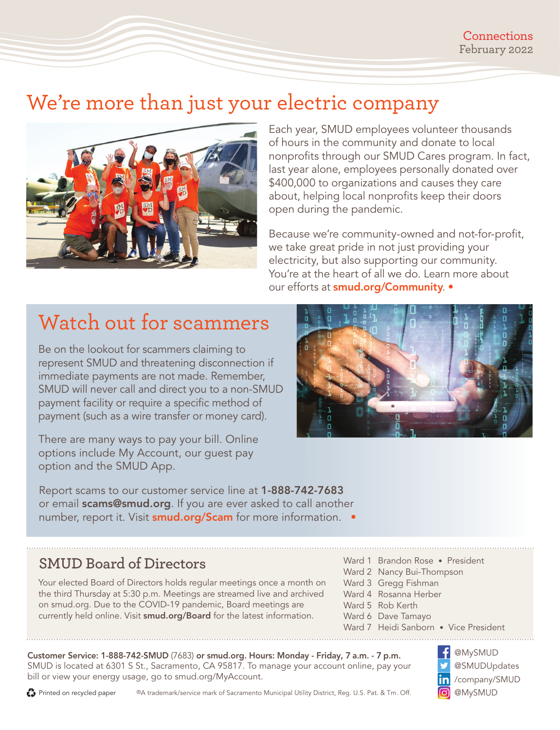# We're more than just your electric company

Each year, SMUD employees volunteer thousands of hours in the community and donate to local nonprofits through our SMUD Cares program. In fact, last year alone, employees personally donated over $400,000 to organizations and causes they care about, helping local nonprofits keep their doors open during the pandemic.

Because we're community-owned and not-for-profit, we take great pride in not just providing your electricity, but also supporting our community. You're at the heart of all we do. Learn more about our efforts at **smud.org/Community**. •

# Watch out for scammers

Be on the lookout for scammers claiming to represent SMUD and threatening disconnection if immediate payments are not made. Remember, SMUD will never call and direct you to a non-SMUD payment facility or require a specific method of payment (such as a wire transfer or money card).

There are many ways to pay your bill. Online options include My Account, our guest pay option and the SMUD App.

Report scams to our customer service line at **1-888-742-7683** or email **scams@smud.org**. If you are ever asked to call another number, report it. Visit **smud.org/Scam** for more information. •

## SMUD Board of Directors

Your elected Board of Directors holds regular meetings once a month on the third Thursday at 5:30 p.m. Meetings are streamed live and archived on smud.org. Due to the COVID-19 pandemic, Board meetings are currently held online. Visit **smud.org/Board** for the latest information.

- Ward 1 Brandon Rose • President
- Ward 2 Nancy Bui-Thompson
- Ward 3 Gregg Fishman
- Ward 4 Rosanna Herber
- Ward 5 Rob Kerth
- Ward 6 Dave Tamayo
- Ward 7 Heidi Sanborn • Vice President

**Customer Service: 1-888-742-SMUD** (7683) **or smud.org. Hours: Monday - Friday, 7 a.m. - 7 p.m.** SMUD is located at 6301 S St., Sacramento, CA 95817. To manage your account online, pay your bill or view your energy usage, go to smud.org/MyAccount.

Printed on recycled paper ®A trademark/service mark of Sacramento Municipal Utility District, Reg. U.S. Pat. & Tm. Off.

@MySMUD
@SMUDUpdates
/company/SMUD
@MySMUD